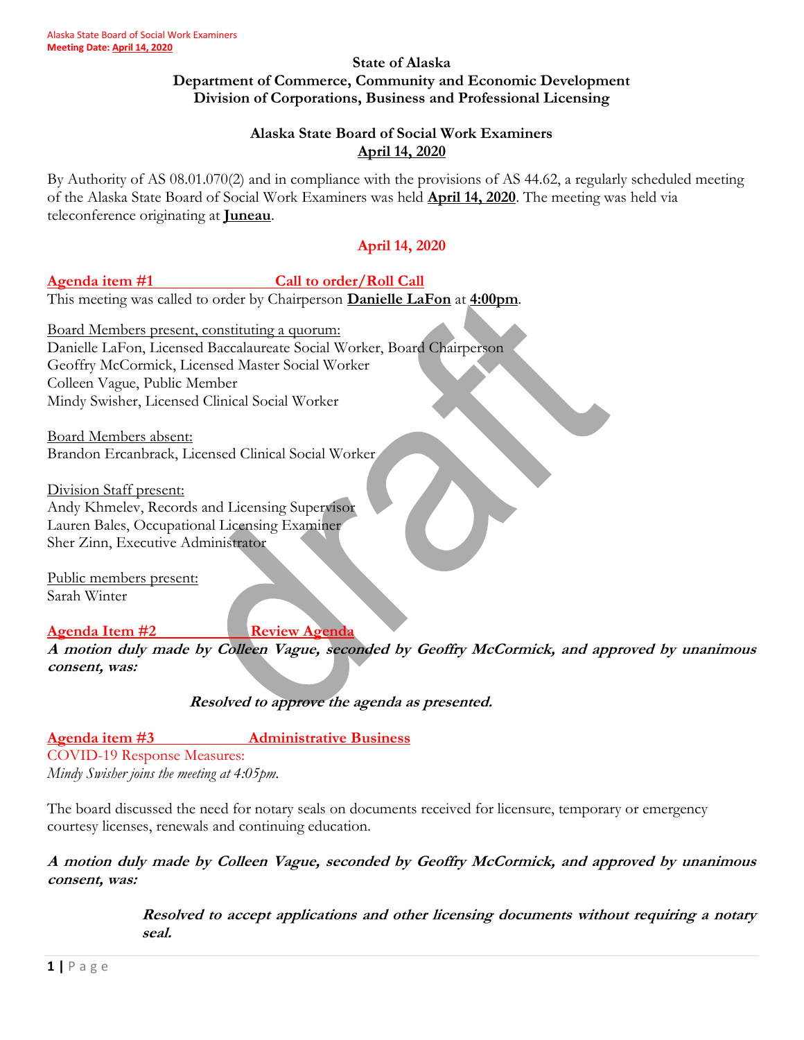**State of Alaska**
**Department of Commerce, Community and Economic Development**
**Division of Corporations, Business and Professional Licensing**

**Alaska State Board of Social Work Examiners**
**April 14, 2020**

By Authority of AS 08.01.070(2) and in compliance with the provisions of AS 44.62, a regularly scheduled meeting of the Alaska State Board of Social Work Examiners was held **April 14, 2020**. The meeting was held via teleconference originating at **Juneau**.

## April 14, 2020

### Agenda item #1 Call to order/Roll Call

This meeting was called to order by Chairperson **Danielle LaFon** at **4:00pm**.

Board Members present, constituting a quorum:
Danielle LaFon, Licensed Baccalaureate Social Worker, Board Chairperson
Geoffry McCormick, Licensed Master Social Worker
Colleen Vague, Public Member
Mindy Swisher, Licensed Clinical Social Worker

Board Members absent:
Brandon Ercanbrack, Licensed Clinical Social Worker

Division Staff present:
Andy Khmelev, Records and Licensing Supervisor
Lauren Bales, Occupational Licensing Examiner
Sher Zinn, Executive Administrator

Public members present:
Sarah Winter

### Agenda Item #2 Review Agenda

***A motion duly made by Colleen Vague, seconded by Geoffry McCormick, and approved by unanimous consent, was:***

> ***Resolved to approve the agenda as presented.***

### Agenda item #3 Administrative Business

COVID-19 Response Measures:

*Mindy Swisher joins the meeting at 4:05pm.*

The board discussed the need for notary seals on documents received for licensure, temporary or emergency courtesy licenses, renewals and continuing education.

***A motion duly made by Colleen Vague, seconded by Geoffry McCormick, and approved by unanimous consent, was:***

> ***Resolved to accept applications and other licensing documents without requiring a notary seal.***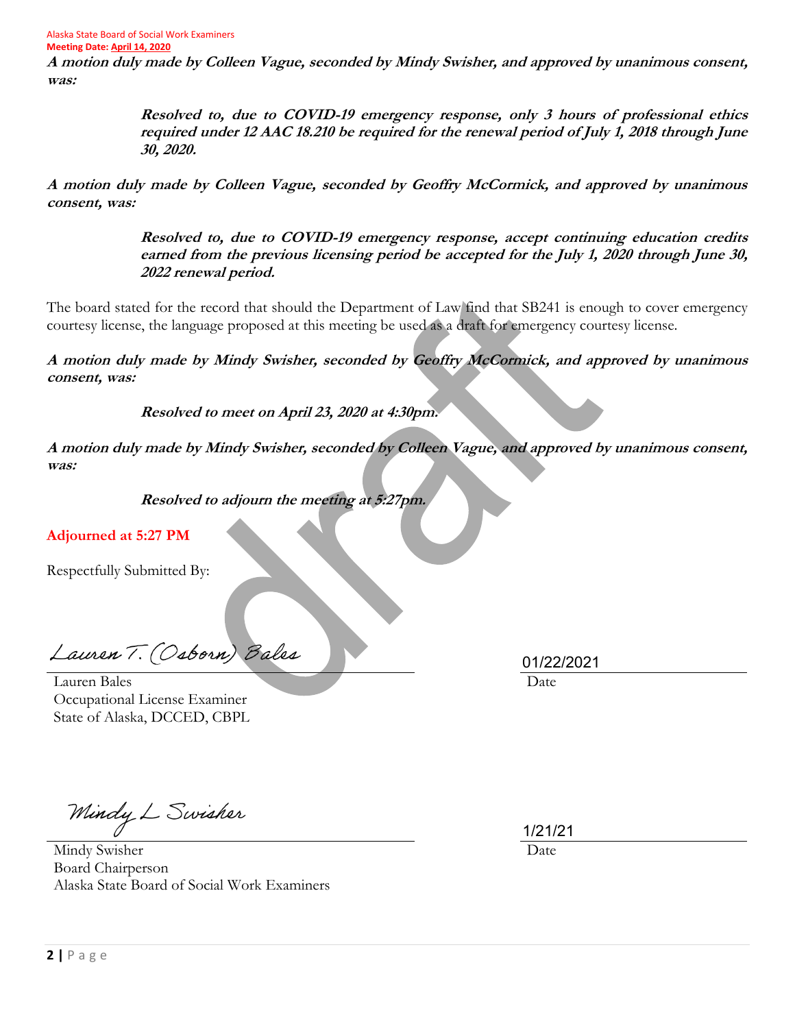**A motion duly made by Colleen Vague, seconded by Mindy Swisher, and approved by unanimous consent, was:**

> ***Resolved to, due to COVID-19 emergency response, only 3 hours of professional ethics required under 12 AAC 18.210 be required for the renewal period of July 1, 2018 through June 30, 2020.***

**A motion duly made by Colleen Vague, seconded by Geoffry McCormick, and approved by unanimous consent, was:**

> ***Resolved to, due to COVID-19 emergency response, accept continuing education credits earned from the previous licensing period be accepted for the July 1, 2020 through June 30, 2022 renewal period.***

The board stated for the record that should the Department of Law find that SB241 is enough to cover emergency courtesy license, the language proposed at this meeting be used as a draft for emergency courtesy license.

**A motion duly made by Mindy Swisher, seconded by Geoffry McCormick, and approved by unanimous consent, was:**

> ***Resolved to meet on April 23, 2020 at 4:30pm.***

**A motion duly made by Mindy Swisher, seconded by Colleen Vague, and approved by unanimous consent, was:**

> ***Resolved to adjourn the meeting at 5:27pm.***

**Adjourned at 5:27 PM**

Respectfully Submitted By:

Lauren T. (Osborn) Bales
Lauren Bales
Occupational License Examiner
State of Alaska, DCCED, CBPL

01/22/2021
Date

Mindy L Swisher
Mindy Swisher
Board Chairperson
Alaska State Board of Social Work Examiners

1/21/21
Date